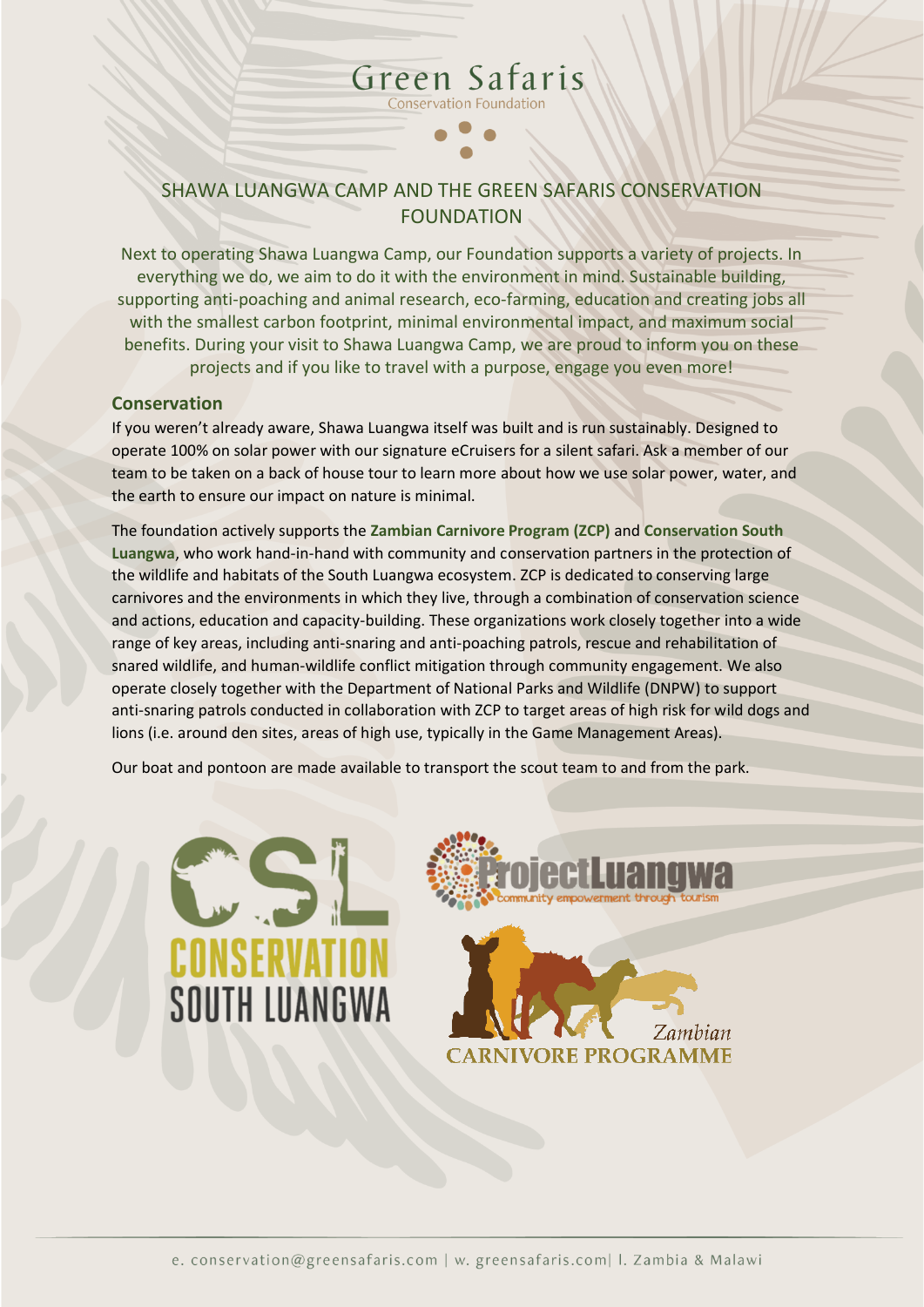# Green Safaris

Conservation Foundation

## SHAWA LUANGWA CAMP AND THE GREEN SAFARIS CONSERVATION FOUNDATION

Next to operating Shawa Luangwa Camp, our Foundation supports a variety of projects. In everything we do, we aim to do it with the environment in mind. Sustainable building, supporting anti-poaching and animal research, eco-farming, education and creating jobs all with the smallest carbon footprint, minimal environmental impact, and maximum social benefits. During your visit to Shawa Luangwa Camp, we are proud to inform you on these projects and if you like to travel with a purpose, engage you even more!

### Conservation

If you weren't already aware, Shawa Luangwa itself was built and is run sustainably. Designed to operate 100% on solar power with our signature eCruisers for a silent safari. Ask a member of our team to be taken on a back of house tour to learn more about how we use solar power, water, and the earth to ensure our impact on nature is minimal.

The foundation actively supports the **Zambian Carnivore Program (ZCP)** and **Conservation South Luangwa**, who work hand-in-hand with community and conservation partners in the protection of the wildlife and habitats of the South Luangwa ecosystem. ZCP is dedicated to conserving large carnivores and the environments in which they live, through a combination of conservation science and actions, education and capacity-building. These organizations work closely together into a wide range of key areas, including anti-snaring and anti-poaching patrols, rescue and rehabilitation of snared wildlife, and human-wildlife conflict mitigation through community engagement. We also operate closely together with the Department of National Parks and Wildlife (DNPW) to support anti-snaring patrols conducted in collaboration with ZCP to target areas of high risk for wild dogs and lions (i.e. around den sites, areas of high use, typically in the Game Management Areas).

Our boat and pontoon are made available to transport the scout team to and from the park.

CSL CONSERVATION SOUTH LUANGWA

ProjectLuangwa community empowerment through tourism

Zambian CARNIVORE PROGRAMME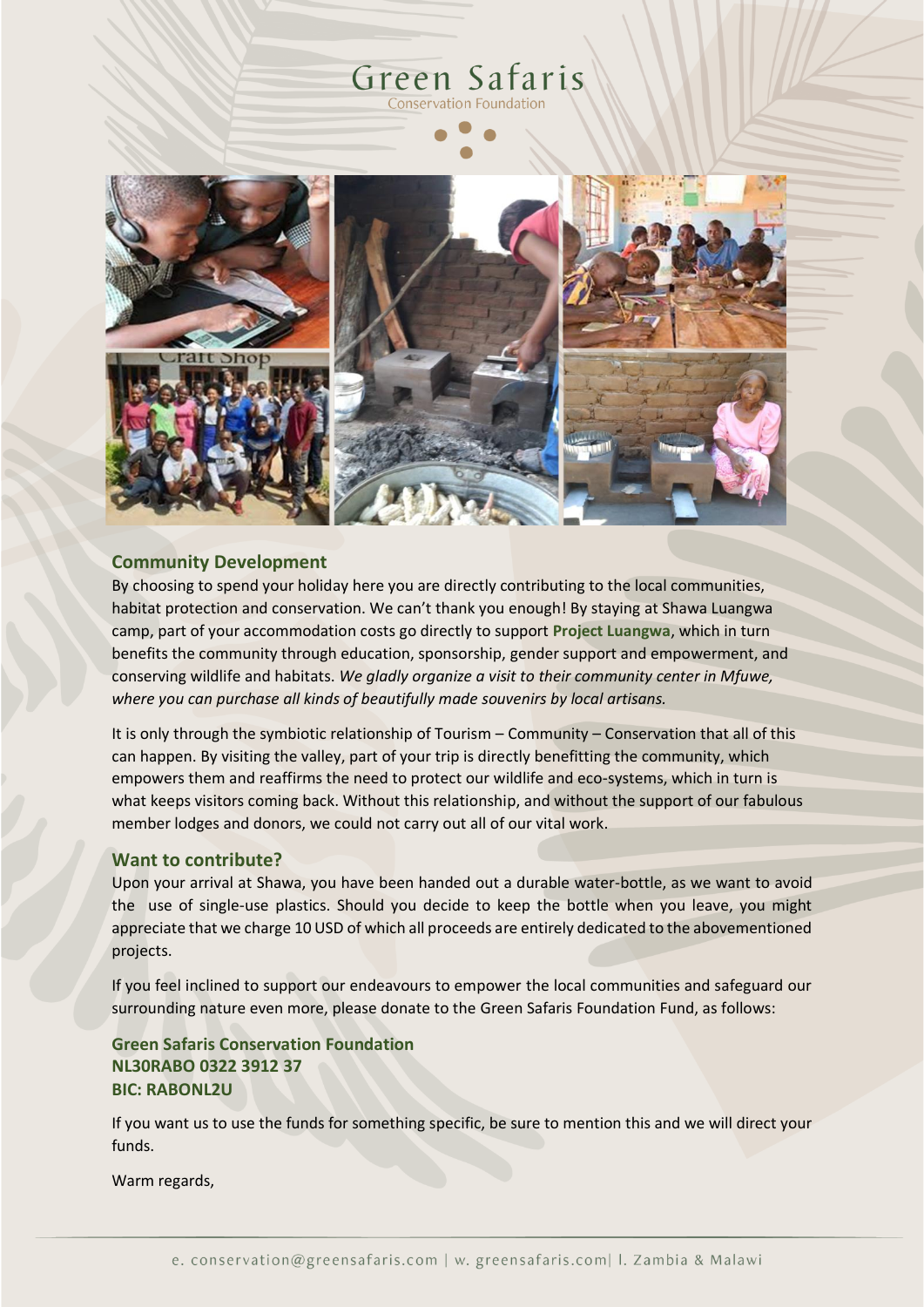# Green Safaris

Conservation Foundation

## Community Development

By choosing to spend your holiday here you are directly contributing to the local communities, habitat protection and conservation. We can't thank you enough! By staying at Shawa Luangwa camp, part of your accommodation costs go directly to support **Project Luangwa**, which in turn benefits the community through education, sponsorship, gender support and empowerment, and conserving wildlife and habitats. *We gladly organize a visit to their community center in Mfuwe, where you can purchase all kinds of beautifully made souvenirs by local artisans.*

It is only through the symbiotic relationship of Tourism – Community – Conservation that all of this can happen. By visiting the valley, part of your trip is directly benefitting the community, which empowers them and reaffirms the need to protect our wildlife and eco-systems, which in turn is what keeps visitors coming back. Without this relationship, and without the support of our fabulous member lodges and donors, we could not carry out all of our vital work.

## Want to contribute?

Upon your arrival at Shawa, you have been handed out a durable water-bottle, as we want to avoid the use of single-use plastics. Should you decide to keep the bottle when you leave, you might appreciate that we charge 10 USD of which all proceeds are entirely dedicated to the abovementioned projects.

If you feel inclined to support our endeavours to empower the local communities and safeguard our surrounding nature even more, please donate to the Green Safaris Foundation Fund, as follows:

**Green Safaris Conservation Foundation**
**NL30RABO 0322 3912 37**
**BIC: RABONL2U**

If you want us to use the funds for something specific, be sure to mention this and we will direct your funds.

Warm regards,

e. conservation@greensafaris.com | w. greensafaris.com| l. Zambia & Malawi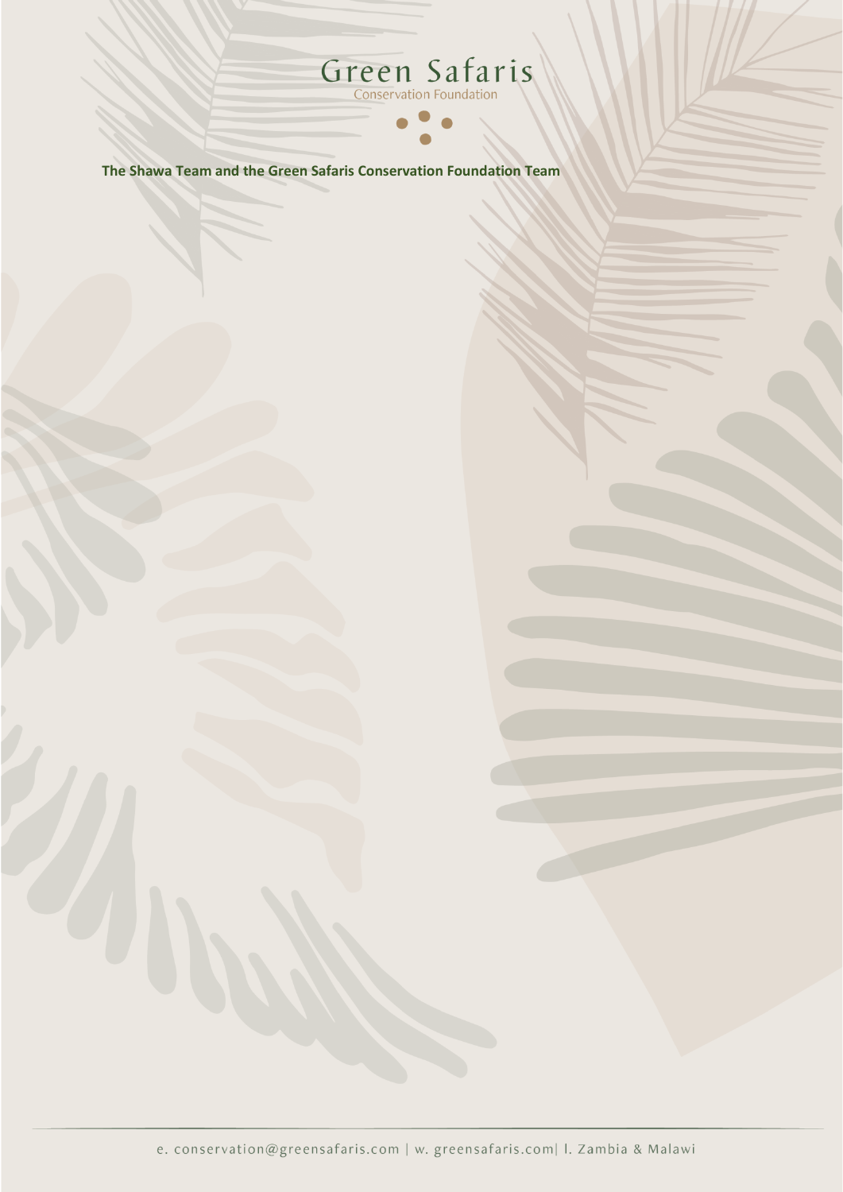**The Shawa Team and the Green Safaris Conservation Foundation Team**